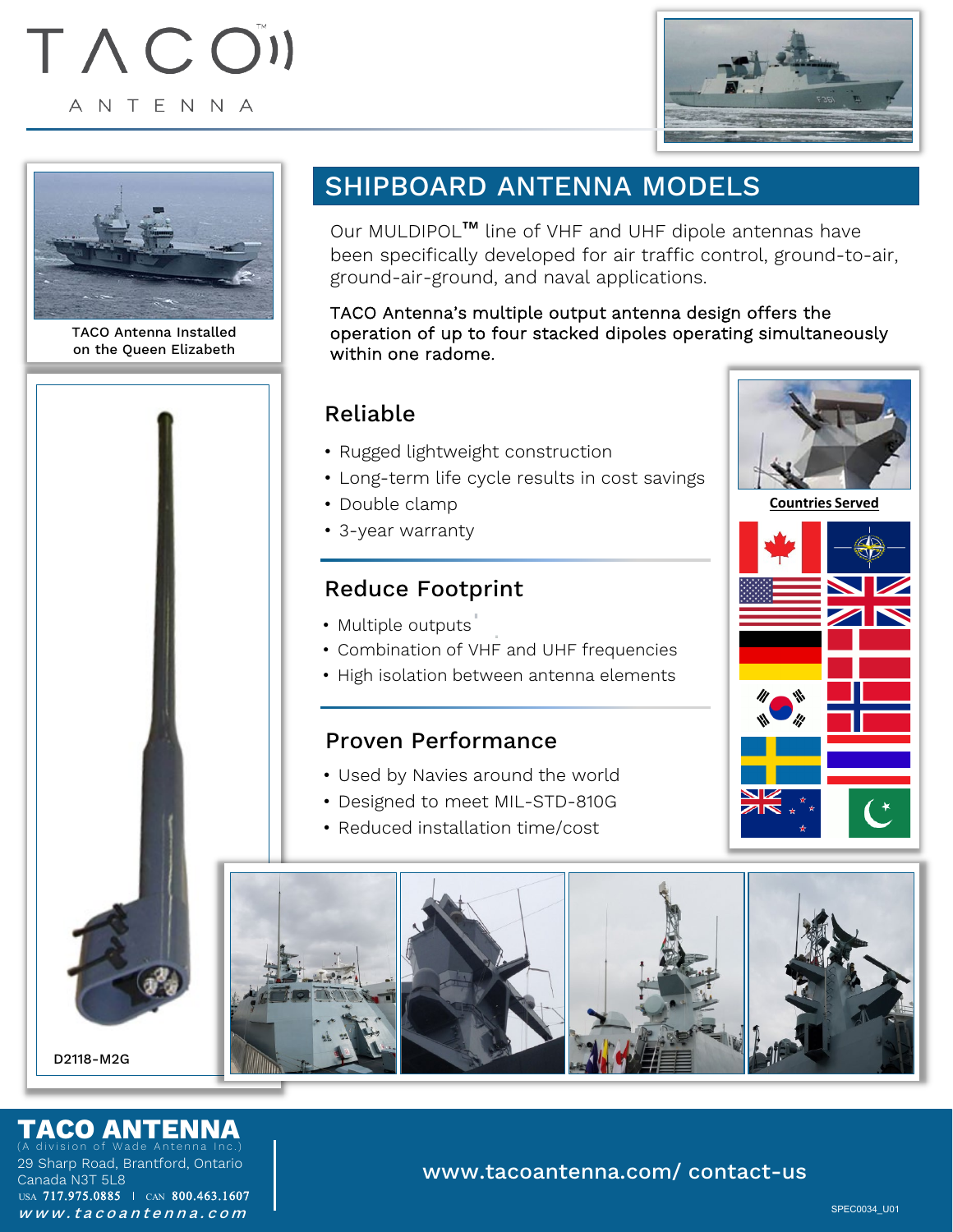TACO™ ANTENNA

TACO Antenna Installed on the Queen Elizabeth

# SHIPBOARD ANTENNA MODELS

Our MULDIPOL™ line of VHF and UHF dipole antennas have been specifically developed for air traffic control, ground-to-air, ground-air-ground, and naval applications.

TACO Antenna's multiple output antenna design offers the operation of up to four stacked dipoles operating simultaneously within one radome.

## Reliable

- Rugged lightweight construction
- Long-term life cycle results in cost savings
- Double clamp
- 3-year warranty

## Reduce Footprint

- Multiple outputs
- Combination of VHF and UHF frequencies
- High isolation between antenna elements

## Proven Performance

- Used by Navies around the world
- Designed to meet MIL-STD-810G
- Reduced installation time/cost

**Countries Served**

D2118-M2G

**TACO ANTENNA**
(A division of Wade Antenna Inc.)
29 Sharp Road, Brantford, Ontario
Canada N3T 5L8
USA 717.975.0885 | CAN 800.463.1607
www.tacoantenna.com

www.tacoantenna.com/ contact-us

SPEC0034_U01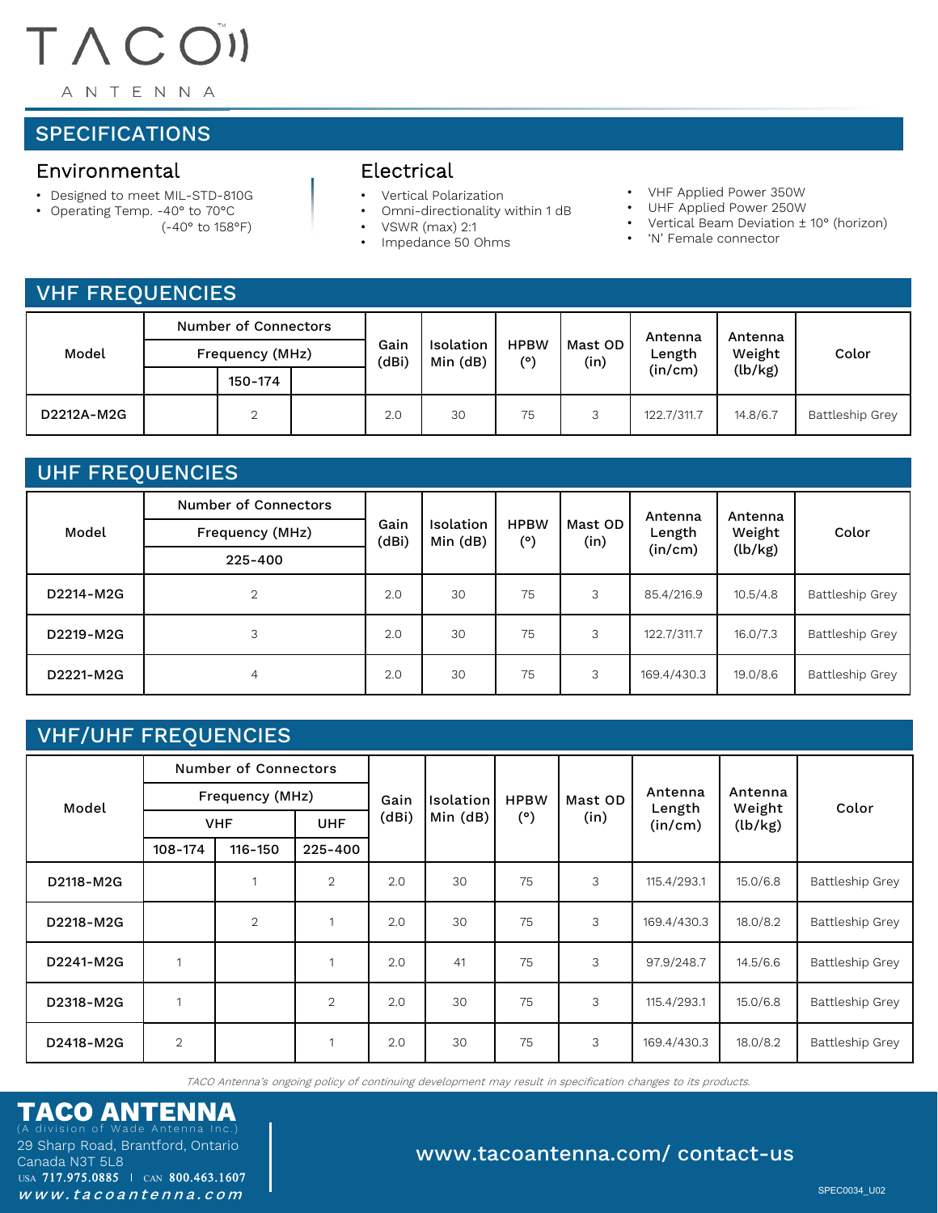TACO ANTENNA

## SPECIFICATIONS

### Environmental

- Designed to meet MIL-STD-810G
- Operating Temp. -40° to 70°C (-40° to 158°F)

### Electrical

- Vertical Polarization
- Omni-directionality within 1 dB
- VSWR (max) 2:1
- Impedance 50 Ohms
- VHF Applied Power 350W
- UHF Applied Power 250W
- Vertical Beam Deviation ± 10° (horizon)
- 'N' Female connector

## VHF FREQUENCIES

| Model | Number of Connectors | | | Gain (dBi) | Isolation Min (dB) | HPBW (°) | Mast OD (in) | Antenna Length (in/cm) | Antenna Weight (lb/kg) | Color |
|---|---|---|---|---|---|---|---|---|---|---|
| | Frequency (MHz) | | | | | | | | | |
| | | 150-174 | | | | | | | | |
| D2212A-M2G | | 2 | | 2.0 | 30 | 75 | 3 | 122.7/311.7 | 14.8/6.7 | Battleship Grey |

## UHF FREQUENCIES

| Model | Number of Connectors | Gain (dBi) | Isolation Min (dB) | HPBW (°) | Mast OD (in) | Antenna Length (in/cm) | Antenna Weight (lb/kg) | Color |
|---|---|---|---|---|---|---|---|---|
| | Frequency (MHz) | | | | | | | |
| | 225-400 | | | | | | | |
| D2214-M2G | 2 | 2.0 | 30 | 75 | 3 | 85.4/216.9 | 10.5/4.8 | Battleship Grey |
| D2219-M2G | 3 | 2.0 | 30 | 75 | 3 | 122.7/311.7 | 16.0/7.3 | Battleship Grey |
| D2221-M2G | 4 | 2.0 | 30 | 75 | 3 | 169.4/430.3 | 19.0/8.6 | Battleship Grey |

## VHF/UHF FREQUENCIES

| Model | Number of Connectors | | | Gain (dBi) | Isolation Min (dB) | HPBW (°) | Mast OD (in) | Antenna Length (in/cm) | Antenna Weight (lb/kg) | Color |
|---|---|---|---|---|---|---|---|---|---|---|
| | Frequency (MHz) | | | | | | | | | |
| | VHF | | UHF | | | | | | | |
| | 108-174 | 116-150 | 225-400 | | | | | | | |
| D2118-M2G | | 1 | 2 | 2.0 | 30 | 75 | 3 | 115.4/293.1 | 15.0/6.8 | Battleship Grey |
| D2218-M2G | | 2 | 1 | 2.0 | 30 | 75 | 3 | 169.4/430.3 | 18.0/8.2 | Battleship Grey |
| D2241-M2G | 1 | | 1 | 2.0 | 41 | 75 | 3 | 97.9/248.7 | 14.5/6.6 | Battleship Grey |
| D2318-M2G | 1 | | 2 | 2.0 | 30 | 75 | 3 | 115.4/293.1 | 15.0/6.8 | Battleship Grey |
| D2418-M2G | 2 | | 1 | 2.0 | 30 | 75 | 3 | 169.4/430.3 | 18.0/8.2 | Battleship Grey |

*TACO Antenna's ongoing policy of continuing development may result in specification changes to its products.*

**TACO ANTENNA**
(A division of Wade Antenna Inc.)
29 Sharp Road, Brantford, Ontario
Canada N3T 5L8
USA 717.975.0885 | CAN 800.463.1607
www.tacoantenna.com

www.tacoantenna.com/ contact-us

SPEC0034_U02